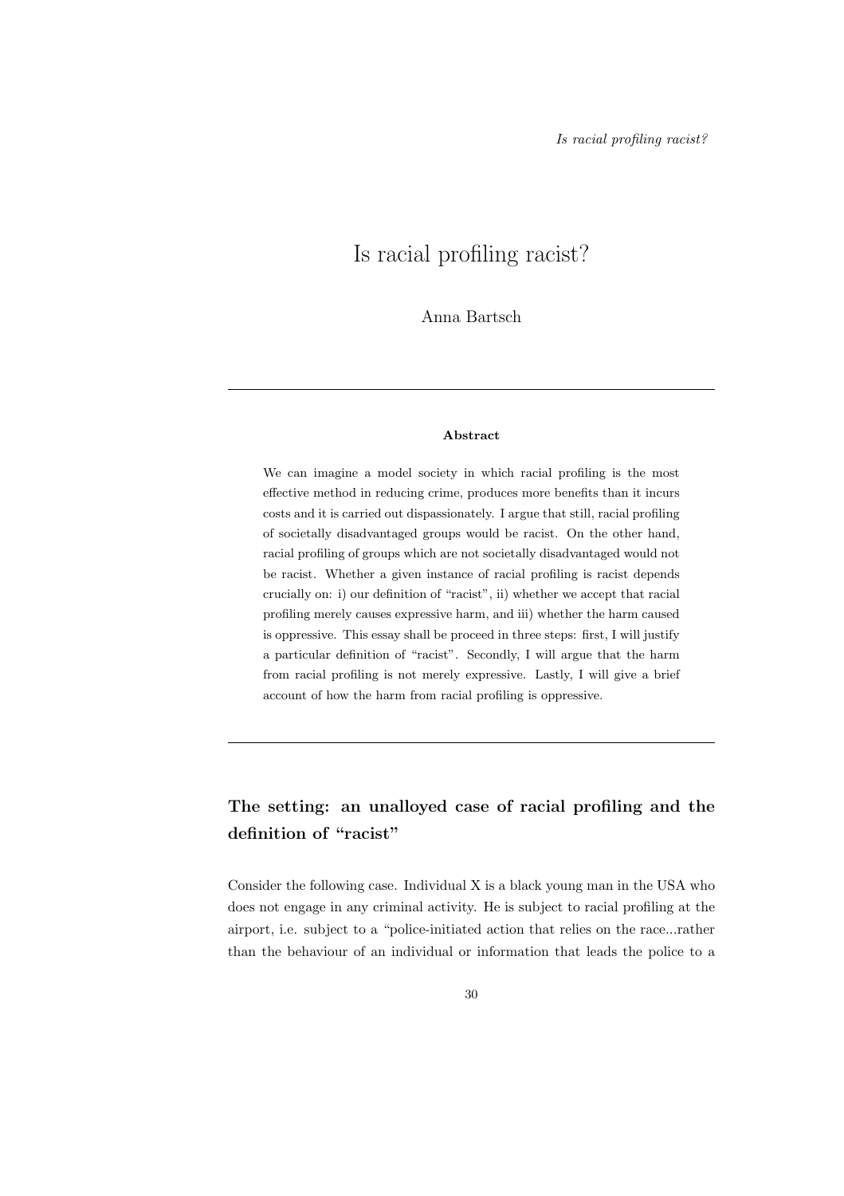# Is racial profiling racist?

Anna Bartsch

---

**Abstract**

We can imagine a model society in which racial profiling is the most effective method in reducing crime, produces more benefits than it incurs costs and it is carried out dispassionately. I argue that still, racial profiling of societally disadvantaged groups would be racist. On the other hand, racial profiling of groups which are not societally disadvantaged would not be racist. Whether a given instance of racial profiling is racist depends crucially on: i) our definition of "racist", ii) whether we accept that racial profiling merely causes expressive harm, and iii) whether the harm caused is oppressive. This essay shall be proceed in three steps: first, I will justify a particular definition of "racist". Secondly, I will argue that the harm from racial profiling is not merely expressive. Lastly, I will give a brief account of how the harm from racial profiling is oppressive.

---

## The setting: an unalloyed case of racial profiling and the definition of "racist"

Consider the following case. Individual X is a black young man in the USA who does not engage in any criminal activity. He is subject to racial profiling at the airport, i.e. subject to a "police-initiated action that relies on the race...rather than the behaviour of an individual or information that leads the police to a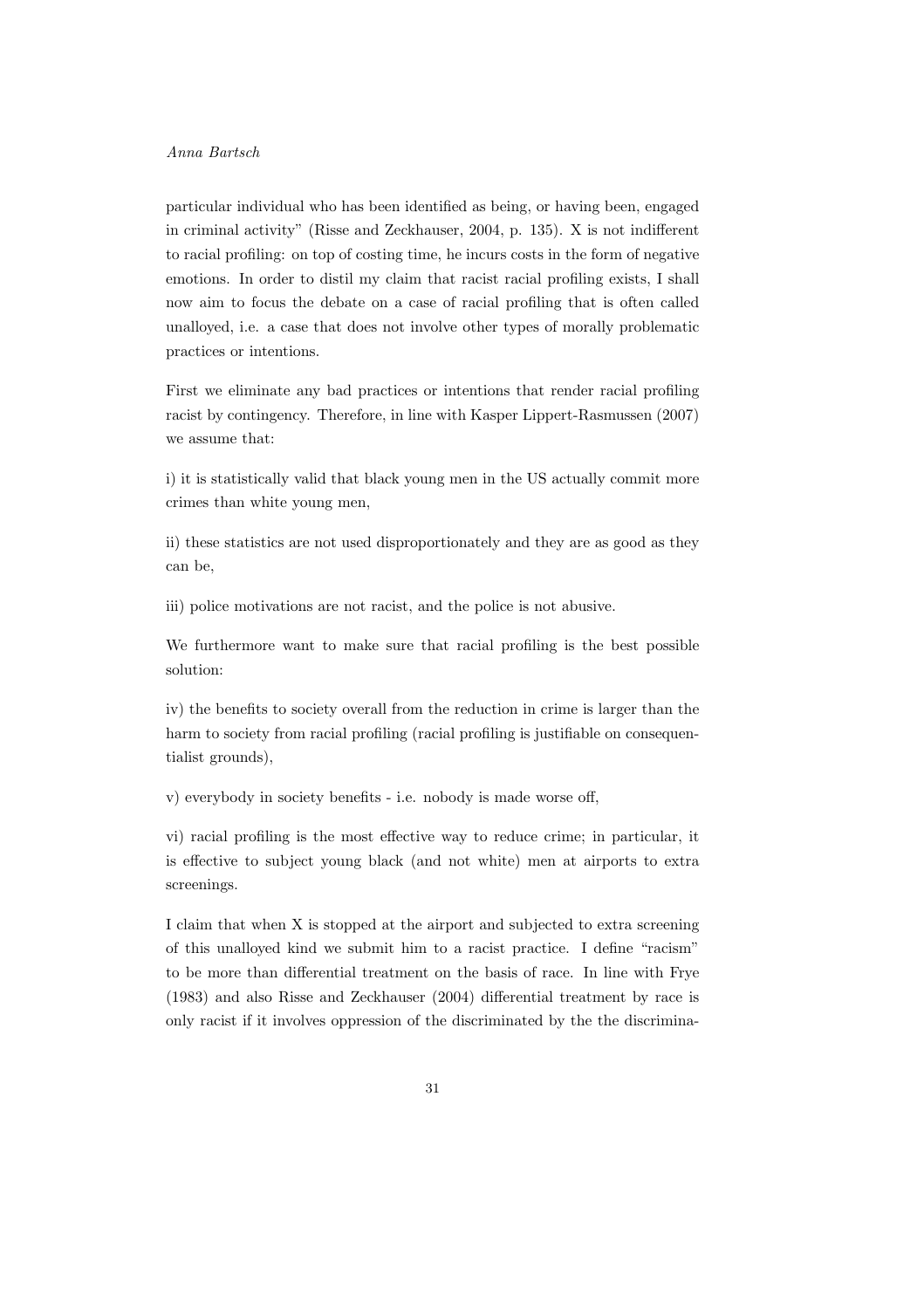particular individual who has been identified as being, or having been, engaged in criminal activity" (Risse and Zeckhauser, 2004, p. 135). X is not indifferent to racial profiling: on top of costing time, he incurs costs in the form of negative emotions. In order to distil my claim that racist racial profiling exists, I shall now aim to focus the debate on a case of racial profiling that is often called unalloyed, i.e. a case that does not involve other types of morally problematic practices or intentions.

First we eliminate any bad practices or intentions that render racial profiling racist by contingency. Therefore, in line with Kasper Lippert-Rasmussen (2007) we assume that:

i) it is statistically valid that black young men in the US actually commit more crimes than white young men,

ii) these statistics are not used disproportionately and they are as good as they can be,

iii) police motivations are not racist, and the police is not abusive.

We furthermore want to make sure that racial profiling is the best possible solution:

iv) the benefits to society overall from the reduction in crime is larger than the harm to society from racial profiling (racial profiling is justifiable on consequentialist grounds),

v) everybody in society benefits - i.e. nobody is made worse off,

vi) racial profiling is the most effective way to reduce crime; in particular, it is effective to subject young black (and not white) men at airports to extra screenings.

I claim that when X is stopped at the airport and subjected to extra screening of this unalloyed kind we submit him to a racist practice. I define "racism" to be more than differential treatment on the basis of race. In line with Frye (1983) and also Risse and Zeckhauser (2004) differential treatment by race is only racist if it involves oppression of the discriminated by the the discrimina-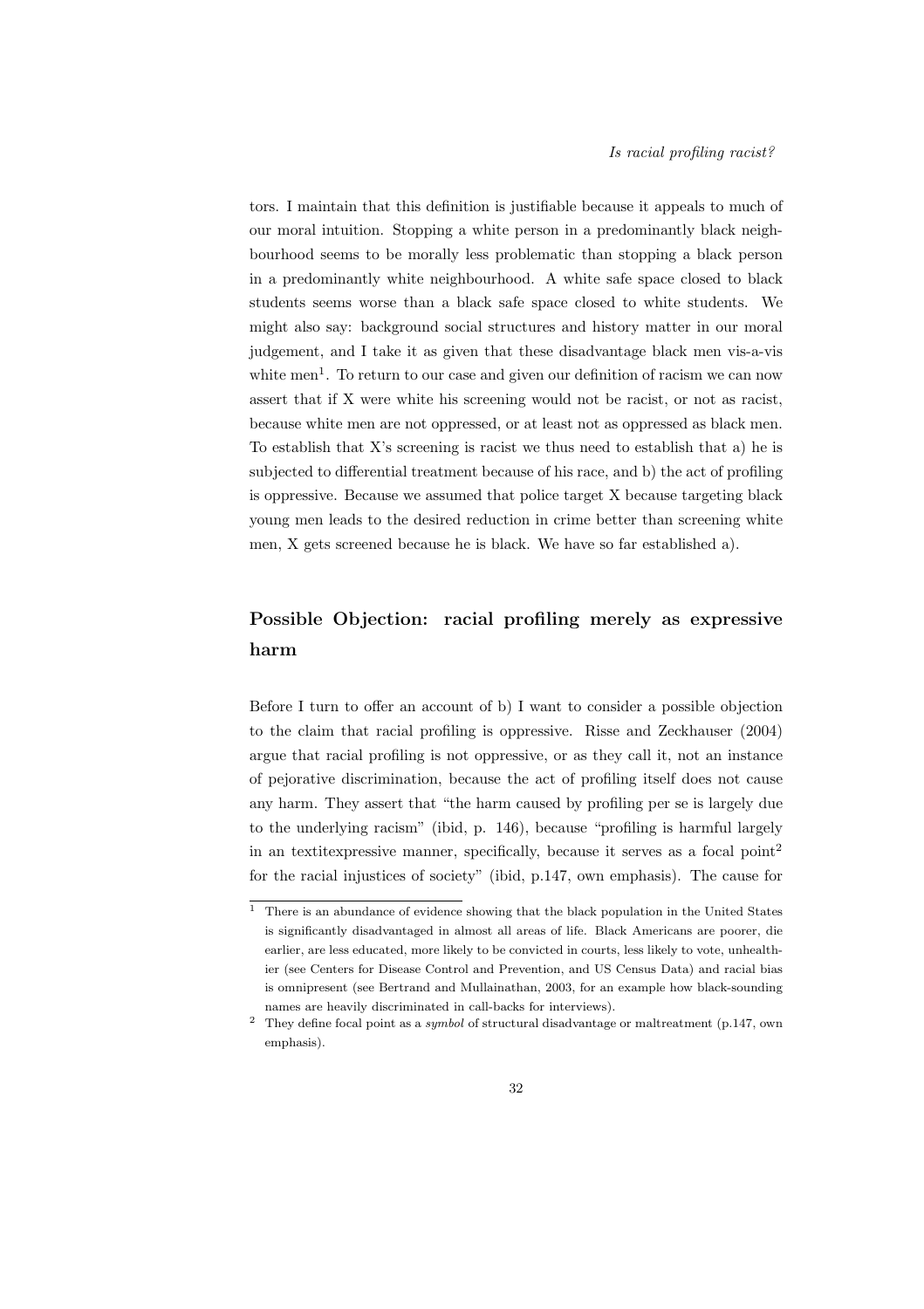tors. I maintain that this definition is justifiable because it appeals to much of our moral intuition. Stopping a white person in a predominantly black neighbourhood seems to be morally less problematic than stopping a black person in a predominantly white neighbourhood. A white safe space closed to black students seems worse than a black safe space closed to white students. We might also say: background social structures and history matter in our moral judgement, and I take it as given that these disadvantage black men vis-a-vis white men[1]. To return to our case and given our definition of racism we can now assert that if X were white his screening would not be racist, or not as racist, because white men are not oppressed, or at least not as oppressed as black men. To establish that X's screening is racist we thus need to establish that a) he is subjected to differential treatment because of his race, and b) the act of profiling is oppressive. Because we assumed that police target X because targeting black young men leads to the desired reduction in crime better than screening white men, X gets screened because he is black. We have so far established a).

## Possible Objection: racial profiling merely as expressive harm

Before I turn to offer an account of b) I want to consider a possible objection to the claim that racial profiling is oppressive. Risse and Zeckhauser (2004) argue that racial profiling is not oppressive, or as they call it, not an instance of pejorative discrimination, because the act of profiling itself does not cause any harm. They assert that "the harm caused by profiling per se is largely due to the underlying racism" (ibid, p. 146), because "profiling is harmful largely in an textitexpressive manner, specifically, because it serves as a focal point[2] for the racial injustices of society" (ibid, p.147, own emphasis). The cause for

[1] There is an abundance of evidence showing that the black population in the United States is significantly disadvantaged in almost all areas of life. Black Americans are poorer, die earlier, are less educated, more likely to be convicted in courts, less likely to vote, unhealthier (see Centers for Disease Control and Prevention, and US Census Data) and racial bias is omnipresent (see Bertrand and Mullainathan, 2003, for an example how black-sounding names are heavily discriminated in call-backs for interviews).

[2] They define focal point as a *symbol* of structural disadvantage or maltreatment (p.147, own emphasis).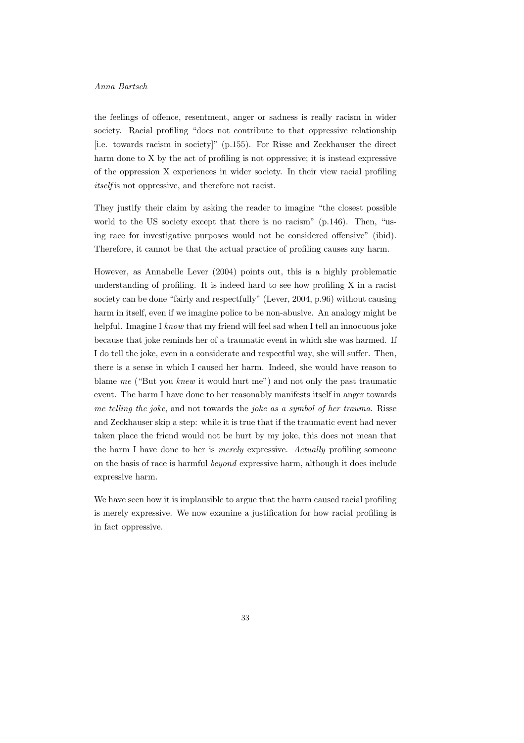the feelings of offence, resentment, anger or sadness is really racism in wider society. Racial profiling "does not contribute to that oppressive relationship [i.e. towards racism in society]" (p.155). For Risse and Zeckhauser the direct harm done to X by the act of profiling is not oppressive; it is instead expressive of the oppression X experiences in wider society. In their view racial profiling *itself* is not oppressive, and therefore not racist.

They justify their claim by asking the reader to imagine "the closest possible world to the US society except that there is no racism" (p.146). Then, "using race for investigative purposes would not be considered offensive" (ibid). Therefore, it cannot be that the actual practice of profiling causes any harm.

However, as Annabelle Lever (2004) points out, this is a highly problematic understanding of profiling. It is indeed hard to see how profiling X in a racist society can be done "fairly and respectfully" (Lever, 2004, p.96) without causing harm in itself, even if we imagine police to be non-abusive. An analogy might be helpful. Imagine I *know* that my friend will feel sad when I tell an innocuous joke because that joke reminds her of a traumatic event in which she was harmed. If I do tell the joke, even in a considerate and respectful way, she will suffer. Then, there is a sense in which I caused her harm. Indeed, she would have reason to blame *me* ("But you *knew* it would hurt me") and not only the past traumatic event. The harm I have done to her reasonably manifests itself in anger towards *me telling the joke*, and not towards the *joke as a symbol of her trauma*. Risse and Zeckhauser skip a step: while it is true that if the traumatic event had never taken place the friend would not be hurt by my joke, this does not mean that the harm I have done to her is *merely* expressive. *Actually* profiling someone on the basis of race is harmful *beyond* expressive harm, although it does include expressive harm.

We have seen how it is implausible to argue that the harm caused racial profiling is merely expressive. We now examine a justification for how racial profiling is in fact oppressive.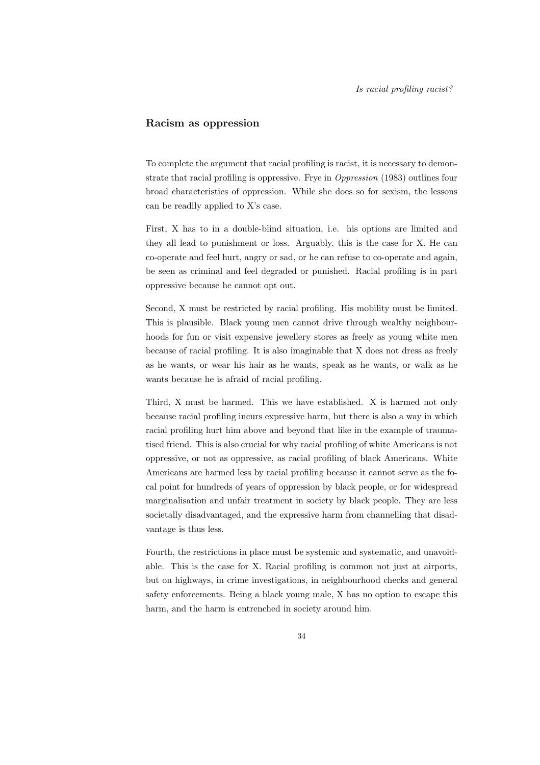## Racism as oppression

To complete the argument that racial profiling is racist, it is necessary to demonstrate that racial profiling is oppressive. Frye in *Oppression* (1983) outlines four broad characteristics of oppression. While she does so for sexism, the lessons can be readily applied to X's case.

First, X has to in a double-blind situation, i.e. his options are limited and they all lead to punishment or loss. Arguably, this is the case for X. He can co-operate and feel hurt, angry or sad, or he can refuse to co-operate and again, be seen as criminal and feel degraded or punished. Racial profiling is in part oppressive because he cannot opt out.

Second, X must be restricted by racial profiling. His mobility must be limited. This is plausible. Black young men cannot drive through wealthy neighbourhoods for fun or visit expensive jewellery stores as freely as young white men because of racial profiling. It is also imaginable that X does not dress as freely as he wants, or wear his hair as he wants, speak as he wants, or walk as he wants because he is afraid of racial profiling.

Third, X must be harmed. This we have established. X is harmed not only because racial profiling incurs expressive harm, but there is also a way in which racial profiling hurt him above and beyond that like in the example of traumatised friend. This is also crucial for why racial profiling of white Americans is not oppressive, or not as oppressive, as racial profiling of black Americans. White Americans are harmed less by racial profiling because it cannot serve as the focal point for hundreds of years of oppression by black people, or for widespread marginalisation and unfair treatment in society by black people. They are less societally disadvantaged, and the expressive harm from channelling that disadvantage is thus less.

Fourth, the restrictions in place must be systemic and systematic, and unavoidable. This is the case for X. Racial profiling is common not just at airports, but on highways, in crime investigations, in neighbourhood checks and general safety enforcements. Being a black young male, X has no option to escape this harm, and the harm is entrenched in society around him.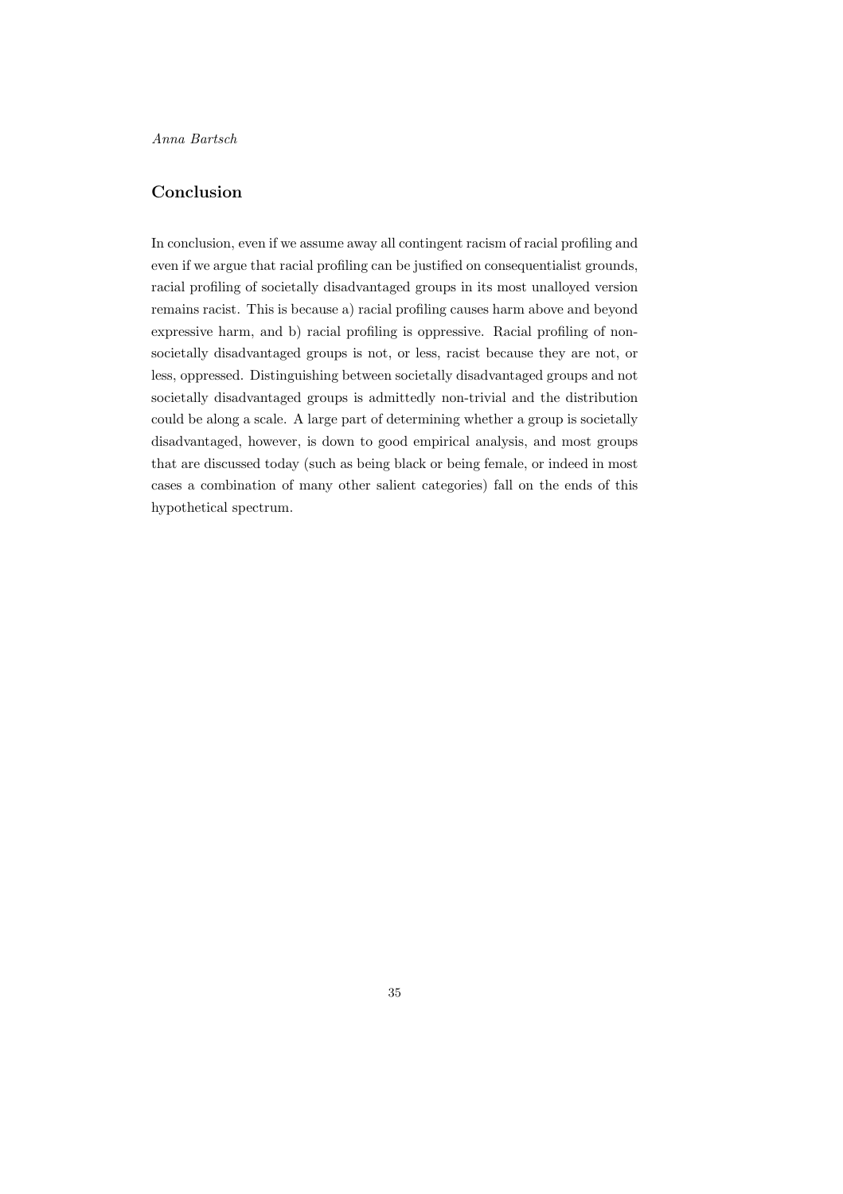## Conclusion

In conclusion, even if we assume away all contingent racism of racial profiling and even if we argue that racial profiling can be justified on consequentialist grounds, racial profiling of societally disadvantaged groups in its most unalloyed version remains racist. This is because a) racial profiling causes harm above and beyond expressive harm, and b) racial profiling is oppressive. Racial profiling of non-societally disadvantaged groups is not, or less, racist because they are not, or less, oppressed. Distinguishing between societally disadvantaged groups and not societally disadvantaged groups is admittedly non-trivial and the distribution could be along a scale. A large part of determining whether a group is societally disadvantaged, however, is down to good empirical analysis, and most groups that are discussed today (such as being black or being female, or indeed in most cases a combination of many other salient categories) fall on the ends of this hypothetical spectrum.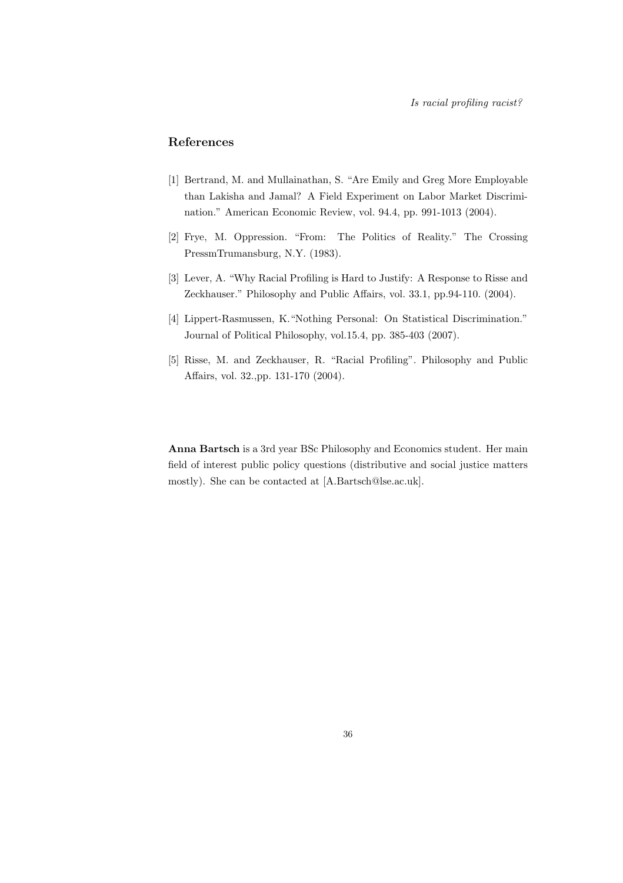## References

[1] Bertrand, M. and Mullainathan, S. "Are Emily and Greg More Employable than Lakisha and Jamal? A Field Experiment on Labor Market Discrimination." American Economic Review, vol. 94.4, pp. 991-1013 (2004).

[2] Frye, M. Oppression. "From: The Politics of Reality." The Crossing PressmTrumansburg, N.Y. (1983).

[3] Lever, A. "Why Racial Profiling is Hard to Justify: A Response to Risse and Zeckhauser." Philosophy and Public Affairs, vol. 33.1, pp.94-110. (2004).

[4] Lippert-Rasmussen, K."Nothing Personal: On Statistical Discrimination." Journal of Political Philosophy, vol.15.4, pp. 385-403 (2007).

[5] Risse, M. and Zeckhauser, R. "Racial Profiling". Philosophy and Public Affairs, vol. 32.,pp. 131-170 (2004).

**Anna Bartsch** is a 3rd year BSc Philosophy and Economics student. Her main field of interest public policy questions (distributive and social justice matters mostly). She can be contacted at [A.Bartsch@lse.ac.uk].